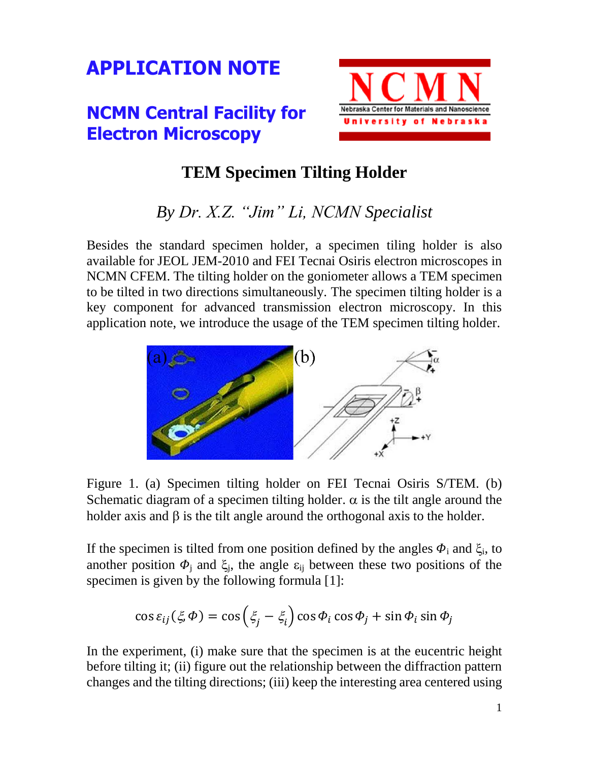# APPLICATION NOTE

## NCMN Central Facility for Electron Microscopy

NCMN
Nebraska Center for Materials and Nanoscience
University of Nebraska

# TEM Specimen Tilting Holder

*By Dr. X.Z. "Jim" Li, NCMN Specialist*

Besides the standard specimen holder, a specimen tiling holder is also available for JEOL JEM-2010 and FEI Tecnai Osiris electron microscopes in NCMN CFEM. The tilting holder on the goniometer allows a TEM specimen to be tilted in two directions simultaneously. The specimen tilting holder is a key component for advanced transmission electron microscopy. In this application note, we introduce the usage of the TEM specimen tilting holder.

Figure 1. (a) Specimen tilting holder on FEI Tecnai Osiris S/TEM. (b) Schematic diagram of a specimen tilting holder. $\alpha$ is the tilt angle around the holder axis and $\beta$ is the tilt angle around the orthogonal axis to the holder.

If the specimen is tilted from one position defined by the angles $\Phi_i$ and $\xi_i$, to another position $\Phi_j$ and $\xi_j$, the angle $\varepsilon_{ij}$ between these two positions of the specimen is given by the following formula [1]:

$$\cos \varepsilon_{ij}(\xi, \Phi) = \cos\left(\xi_j - \xi_i\right) \cos \Phi_i \cos \Phi_j + \sin \Phi_i \sin \Phi_j$$

In the experiment, (i) make sure that the specimen is at the eucentric height before tilting it; (ii) figure out the relationship between the diffraction pattern changes and the tilting directions; (iii) keep the interesting area centered using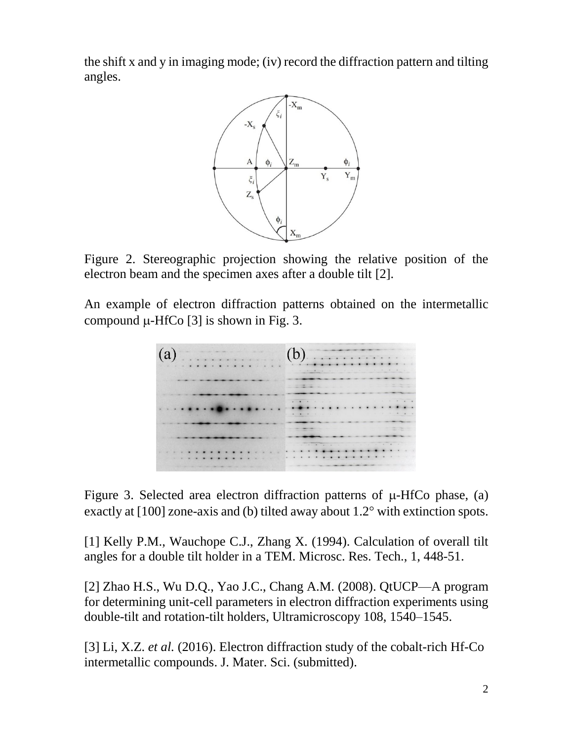the shift x and y in imaging mode; (iv) record the diffraction pattern and tilting angles.

-X
m

-X
s

$\xi_i$

A $\phi_i$ Z
m

$\phi_i$

Y
s

Y
m

$\xi_i$

Z
s

$\phi_i$

X
m

Figure 2. Stereographic projection showing the relative position of the electron beam and the specimen axes after a double tilt [2].

An example of electron diffraction patterns obtained on the intermetallic compound μ-HfCo [3] is shown in Fig. 3.

(a)

(b)

Figure 3. Selected area electron diffraction patterns of μ-HfCo phase, (a) exactly at [100] zone-axis and (b) tilted away about 1.2° with extinction spots.

[1] Kelly P.M., Wauchope C.J., Zhang X. (1994). Calculation of overall tilt angles for a double tilt holder in a TEM. Microsc. Res. Tech., 1, 448-51.

[2] Zhao H.S., Wu D.Q., Yao J.C., Chang A.M. (2008). QtUCP—A program for determining unit-cell parameters in electron diffraction experiments using double-tilt and rotation-tilt holders, Ultramicroscopy 108, 1540–1545.

[3] Li, X.Z. *et al.* (2016). Electron diffraction study of the cobalt-rich Hf-Co intermetallic compounds. J. Mater. Sci. (submitted).